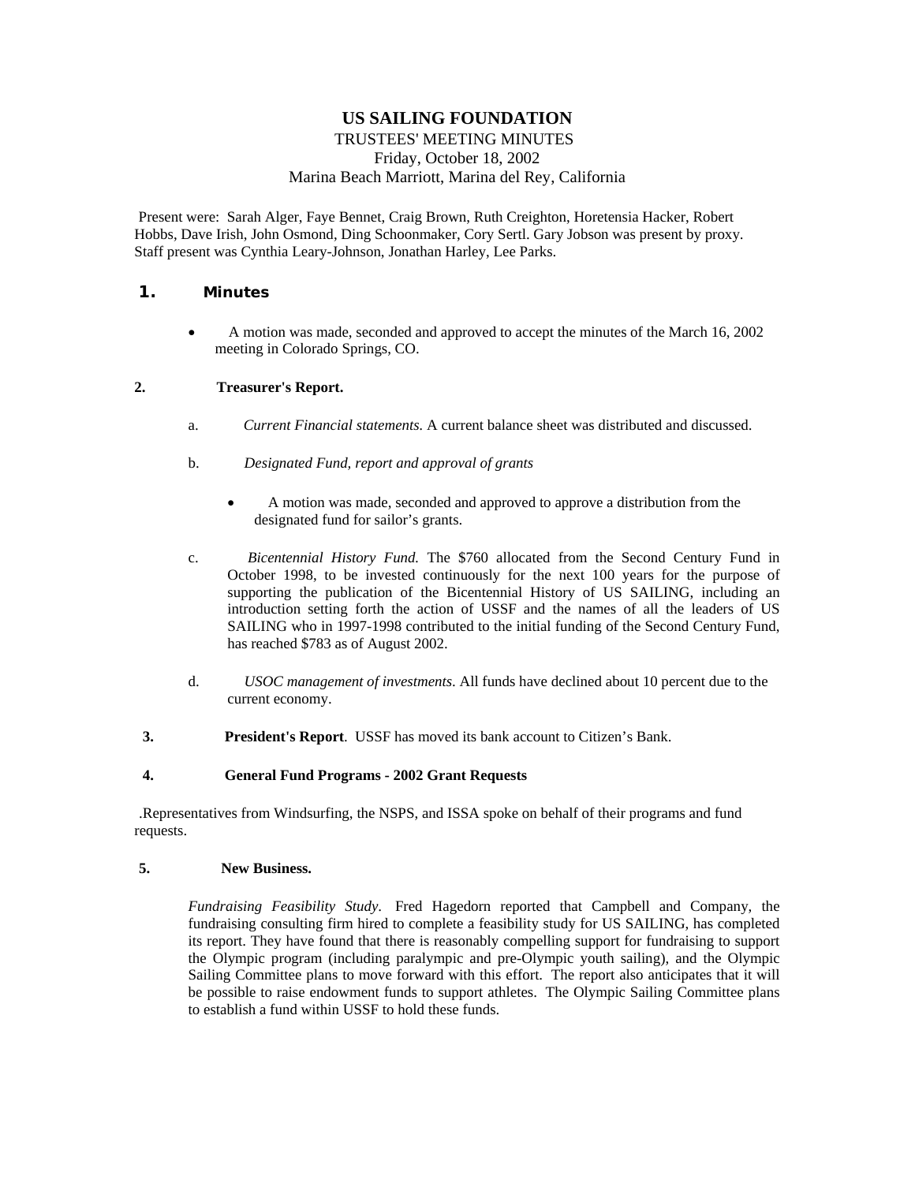# US SAILING FOUNDATION

TRUSTEES' MEETING MINUTES
Friday, October 18, 2002
Marina Beach Marriott, Marina del Rey, California

Present were: Sarah Alger, Faye Bennet, Craig Brown, Ruth Creighton, Horetensia Hacker, Robert Hobbs, Dave Irish, John Osmond, Ding Schoonmaker, Cory Sertl. Gary Jobson was present by proxy. Staff present was Cynthia Leary-Johnson, Jonathan Harley, Lee Parks.

## 1. Minutes

- A motion was made, seconded and approved to accept the minutes of the March 16, 2002 meeting in Colorado Springs, CO.

## 2. Treasurer's Report.

a. *Current Financial statements.* A current balance sheet was distributed and discussed.

b. *Designated Fund, report and approval of grants*

- A motion was made, seconded and approved to approve a distribution from the designated fund for sailor's grants.

c. *Bicentennial History Fund.* The $760 allocated from the Second Century Fund in October 1998, to be invested continuously for the next 100 years for the purpose of supporting the publication of the Bicentennial History of US SAILING, including an introduction setting forth the action of USSF and the names of all the leaders of US SAILING who in 1997-1998 contributed to the initial funding of the Second Century Fund, has reached $783 as of August 2002.

d. *USOC management of investments.* All funds have declined about 10 percent due to the current economy.

## 3. President's Report.

USSF has moved its bank account to Citizen's Bank.

## 4. General Fund Programs - 2002 Grant Requests

.Representatives from Windsurfing, the NSPS, and ISSA spoke on behalf of their programs and fund requests.

## 5. New Business.

*Fundraising Feasibility Study*. Fred Hagedorn reported that Campbell and Company, the fundraising consulting firm hired to complete a feasibility study for US SAILING, has completed its report. They have found that there is reasonably compelling support for fundraising to support the Olympic program (including paralympic and pre-Olympic youth sailing), and the Olympic Sailing Committee plans to move forward with this effort. The report also anticipates that it will be possible to raise endowment funds to support athletes. The Olympic Sailing Committee plans to establish a fund within USSF to hold these funds.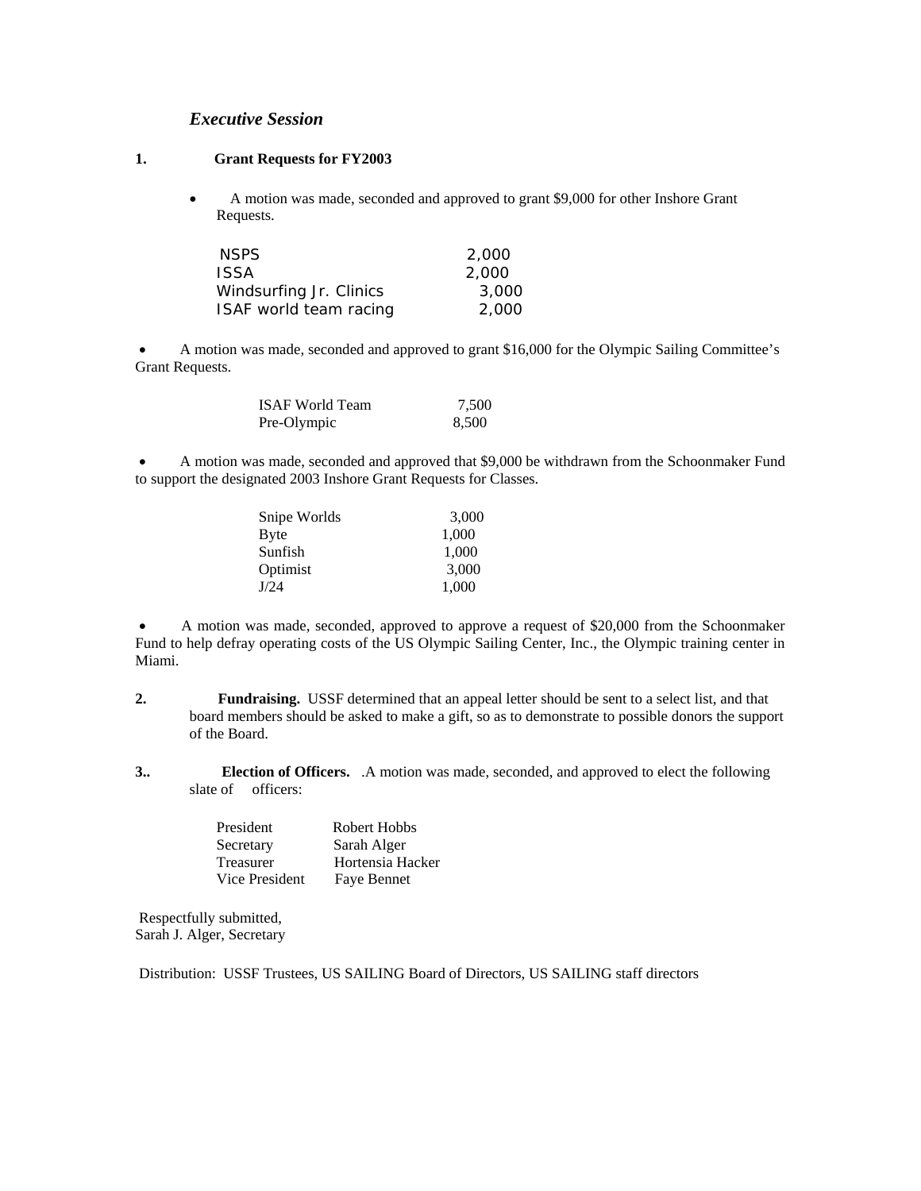*Executive Session*

**1. Grant Requests for FY2003**

- A motion was made, seconded and approved to grant $9,000 for other Inshore Grant Requests.

| | |
|---|---|
| NSPS | 2,000 |
| ISSA | 2,000 |
| Windsurfing Jr. Clinics | 3,000 |
| ISAF world team racing | 2,000 |

- A motion was made, seconded and approved to grant $16,000 for the Olympic Sailing Committee's Grant Requests.

| | |
|---|---|
| ISAF World Team | 7,500 |
| Pre-Olympic | 8,500 |

- A motion was made, seconded and approved that $9,000 be withdrawn from the Schoonmaker Fund to support the designated 2003 Inshore Grant Requests for Classes.

| | |
|---|---|
| Snipe Worlds | 3,000 |
| Byte | 1,000 |
| Sunfish | 1,000 |
| Optimist | 3,000 |
| J/24 | 1,000 |

- A motion was made, seconded, approved to approve a request of $20,000 from the Schoonmaker Fund to help defray operating costs of the US Olympic Sailing Center, Inc., the Olympic training center in Miami.

**2. Fundraising.** USSF determined that an appeal letter should be sent to a select list, and that board members should be asked to make a gift, so as to demonstrate to possible donors the support of the Board.

**3.. Election of Officers.** .A motion was made, seconded, and approved to elect the following slate of officers:

| | |
|---|---|
| President | Robert Hobbs |
| Secretary | Sarah Alger |
| Treasurer | Hortensia Hacker |
| Vice President | Faye Bennet |

Respectfully submitted,
Sarah J. Alger, Secretary

Distribution: USSF Trustees, US SAILING Board of Directors, US SAILING staff directors